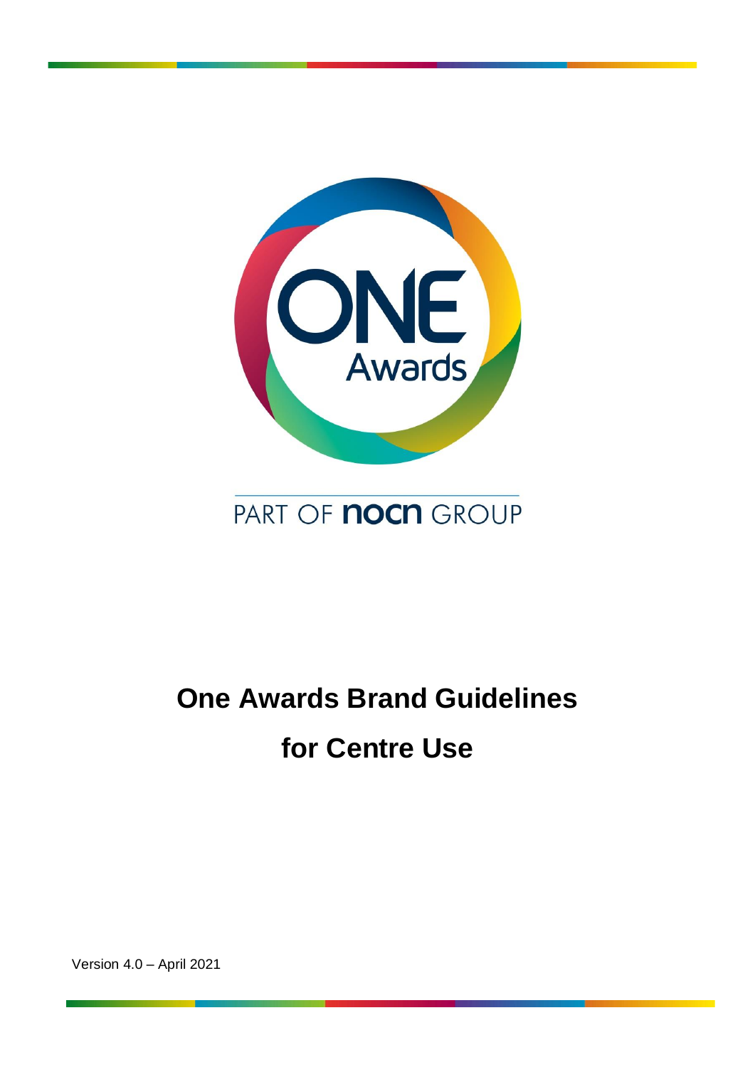# One Awards Brand Guidelines

# for Centre Use

Version 4.0 – April 2021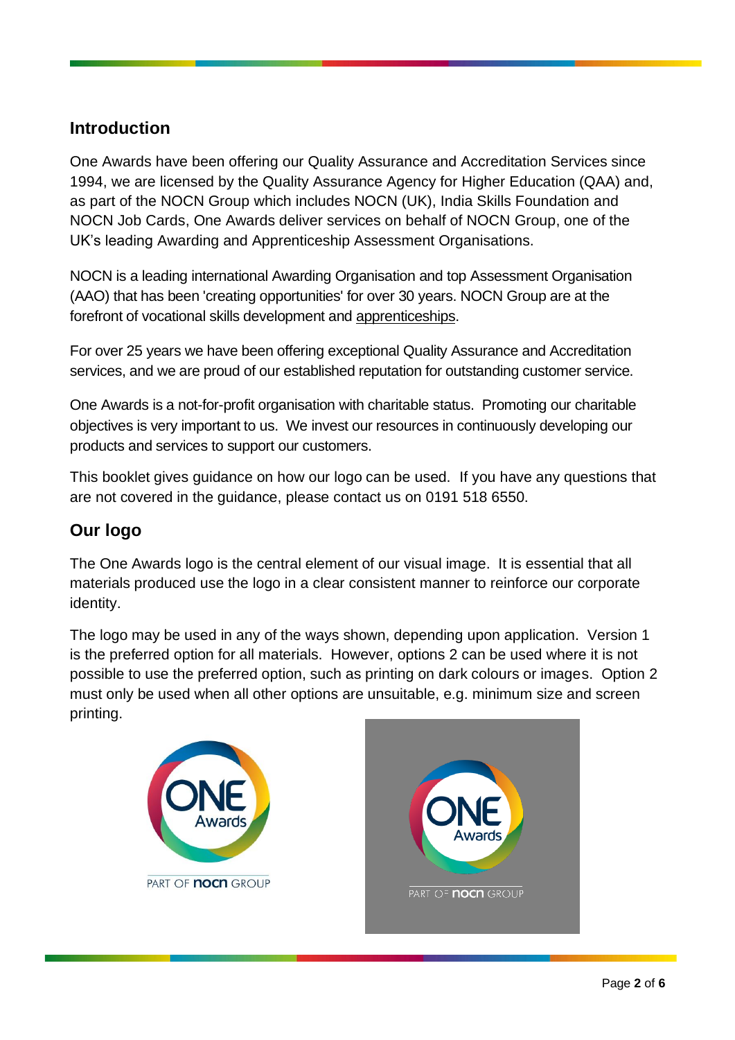## Introduction

One Awards have been offering our Quality Assurance and Accreditation Services since 1994, we are licensed by the Quality Assurance Agency for Higher Education (QAA) and, as part of the NOCN Group which includes NOCN (UK), India Skills Foundation and NOCN Job Cards, One Awards deliver services on behalf of NOCN Group, one of the UK's leading Awarding and Apprenticeship Assessment Organisations.

NOCN is a leading international Awarding Organisation and top Assessment Organisation (AAO) that has been 'creating opportunities' for over 30 years. NOCN Group are at the forefront of vocational skills development and apprenticeships.

For over 25 years we have been offering exceptional Quality Assurance and Accreditation services, and we are proud of our established reputation for outstanding customer service.

One Awards is a not-for-profit organisation with charitable status. Promoting our charitable objectives is very important to us. We invest our resources in continuously developing our products and services to support our customers.

This booklet gives guidance on how our logo can be used. If you have any questions that are not covered in the guidance, please contact us on 0191 518 6550.

## Our logo

The One Awards logo is the central element of our visual image. It is essential that all materials produced use the logo in a clear consistent manner to reinforce our corporate identity.

The logo may be used in any of the ways shown, depending upon application. Version 1 is the preferred option for all materials. However, options 2 can be used where it is not possible to use the preferred option, such as printing on dark colours or images. Option 2 must only be used when all other options are unsuitable, e.g. minimum size and screen printing.

ONE Awards

PART OF nocn GROUP

ONE Awards

PART OF nocn GROUP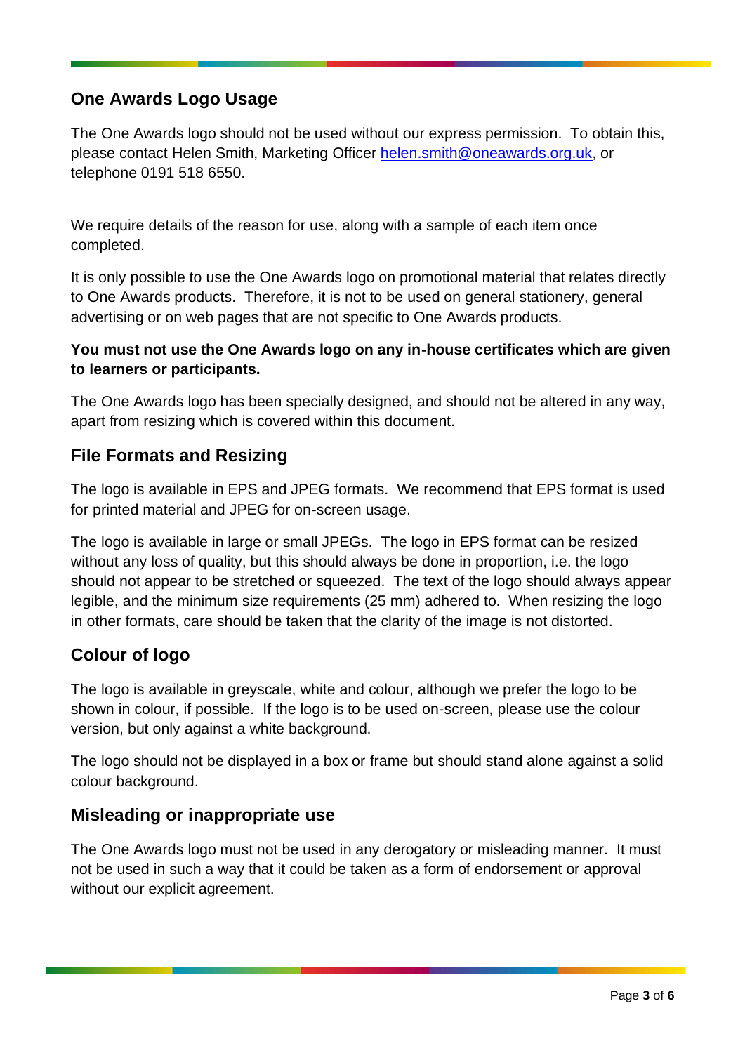## One Awards Logo Usage

The One Awards logo should not be used without our express permission. To obtain this, please contact Helen Smith, Marketing Officer helen.smith@oneawards.org.uk, or telephone 0191 518 6550.

We require details of the reason for use, along with a sample of each item once completed.

It is only possible to use the One Awards logo on promotional material that relates directly to One Awards products. Therefore, it is not to be used on general stationery, general advertising or on web pages that are not specific to One Awards products.

**You must not use the One Awards logo on any in-house certificates which are given to learners or participants.**

The One Awards logo has been specially designed, and should not be altered in any way, apart from resizing which is covered within this document.

## File Formats and Resizing

The logo is available in EPS and JPEG formats. We recommend that EPS format is used for printed material and JPEG for on-screen usage.

The logo is available in large or small JPEGs. The logo in EPS format can be resized without any loss of quality, but this should always be done in proportion, i.e. the logo should not appear to be stretched or squeezed. The text of the logo should always appear legible, and the minimum size requirements (25 mm) adhered to. When resizing the logo in other formats, care should be taken that the clarity of the image is not distorted.

## Colour of logo

The logo is available in greyscale, white and colour, although we prefer the logo to be shown in colour, if possible. If the logo is to be used on-screen, please use the colour version, but only against a white background.

The logo should not be displayed in a box or frame but should stand alone against a solid colour background.

## Misleading or inappropriate use

The One Awards logo must not be used in any derogatory or misleading manner. It must not be used in such a way that it could be taken as a form of endorsement or approval without our explicit agreement.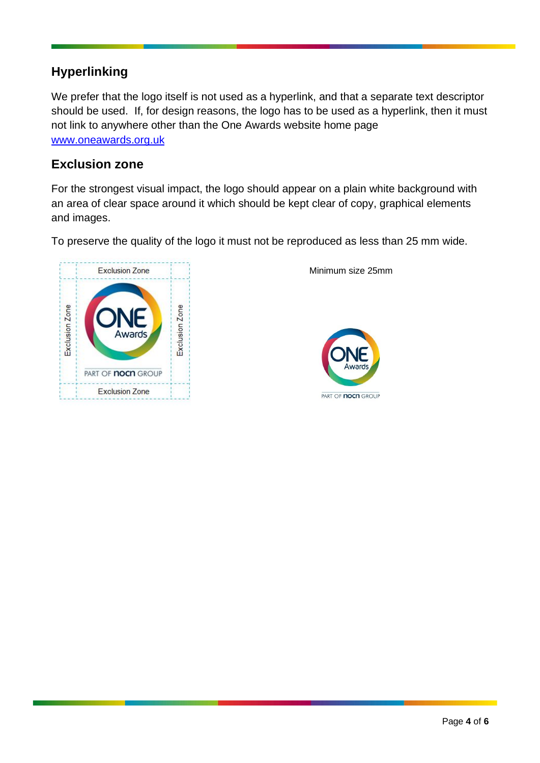## Hyperlinking

We prefer that the logo itself is not used as a hyperlink, and that a separate text descriptor should be used. If, for design reasons, the logo has to be used as a hyperlink, then it must not link to anywhere other than the One Awards website home page www.oneawards.org.uk

## Exclusion zone

For the strongest visual impact, the logo should appear on a plain white background with an area of clear space around it which should be kept clear of copy, graphical elements and images.

To preserve the quality of the logo it must not be reproduced as less than 25 mm wide.

Minimum size 25mm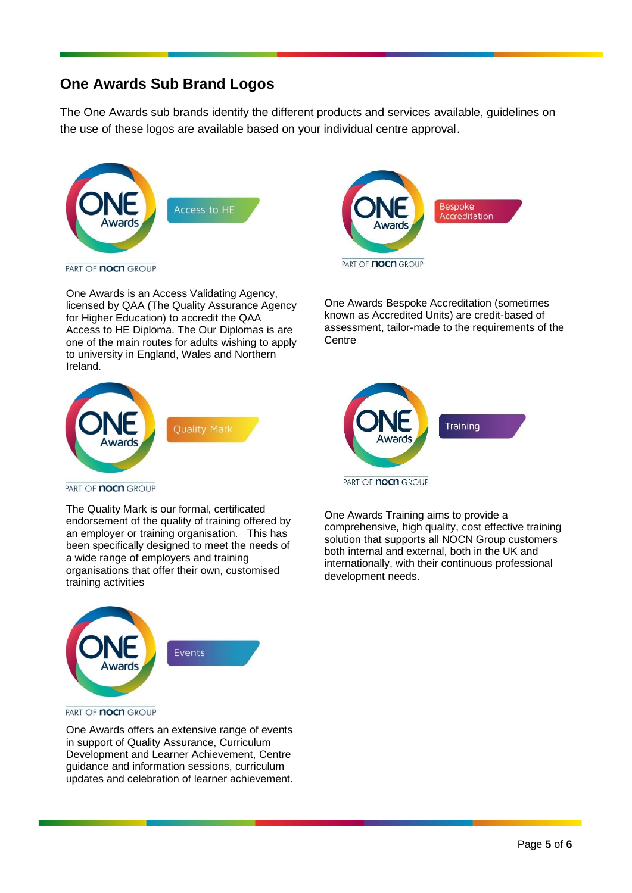## One Awards Sub Brand Logos

The One Awards sub brands identify the different products and services available, guidelines on the use of these logos are available based on your individual centre approval.

ONE Awards — Access to HE

PART OF nocn GROUP

One Awards is an Access Validating Agency, licensed by QAA (The Quality Assurance Agency for Higher Education) to accredit the QAA Access to HE Diploma. The Our Diplomas is are one of the main routes for adults wishing to apply to university in England, Wales and Northern Ireland.

ONE Awards — Bespoke Accreditation

PART OF nocn GROUP

One Awards Bespoke Accreditation (sometimes known as Accredited Units) are credit-based of assessment, tailor-made to the requirements of the Centre

ONE Awards — Quality Mark

PART OF nocn GROUP

The Quality Mark is our formal, certificated endorsement of the quality of training offered by an employer or training organisation. This has been specifically designed to meet the needs of a wide range of employers and training organisations that offer their own, customised training activities

ONE Awards — Training

PART OF nocn GROUP

One Awards Training aims to provide a comprehensive, high quality, cost effective training solution that supports all NOCN Group customers both internal and external, both in the UK and internationally, with their continuous professional development needs.

ONE Awards — Events

PART OF nocn GROUP

One Awards offers an extensive range of events in support of Quality Assurance, Curriculum Development and Learner Achievement, Centre guidance and information sessions, curriculum updates and celebration of learner achievement.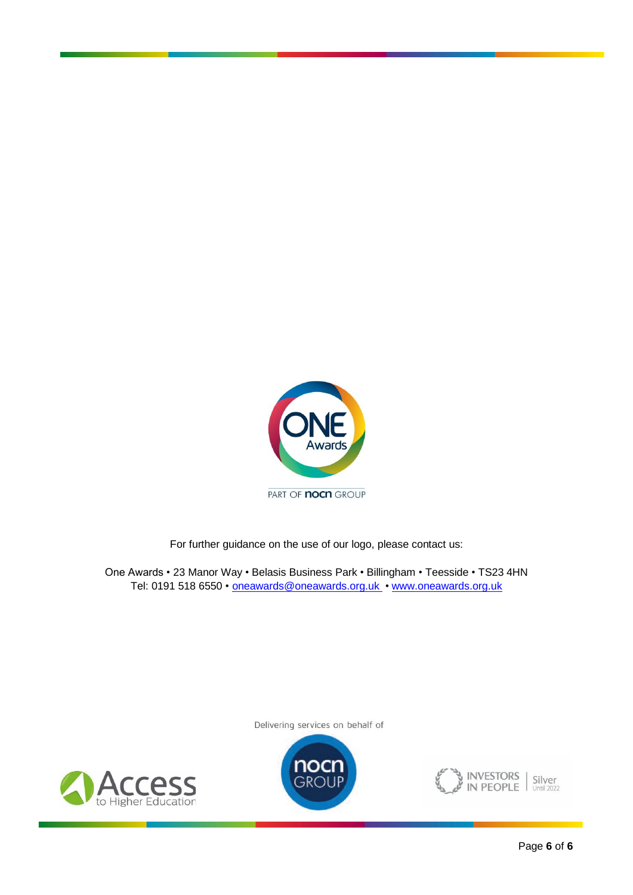For further guidance on the use of our logo, please contact us:

One Awards • 23 Manor Way • Belasis Business Park • Billingham • Teesside • TS23 4HN
Tel: 0191 518 6550 • oneawards@oneawards.org.uk • www.oneawards.org.uk

Delivering services on behalf of